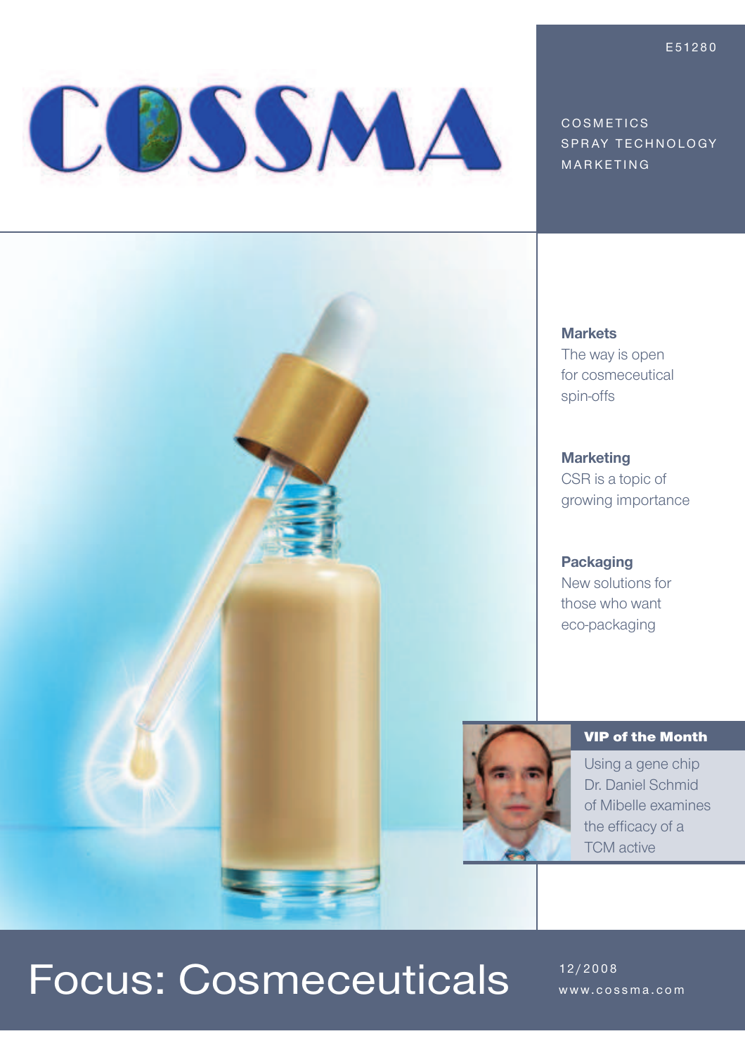E51280

# COSSMA

COSMETICS
SPRAY TECHNOLOGY
MARKETING

**Markets**
The way is open for cosmeceutical spin-offs

**Marketing**
CSR is a topic of growing importance

**Packaging**
New solutions for those who want eco-packaging

**VIP of the Month**
Using a gene chip Dr. Daniel Schmid of Mibelle examines the efficacy of a TCM active

# Focus: Cosmeceuticals

12/2008
www.cossma.com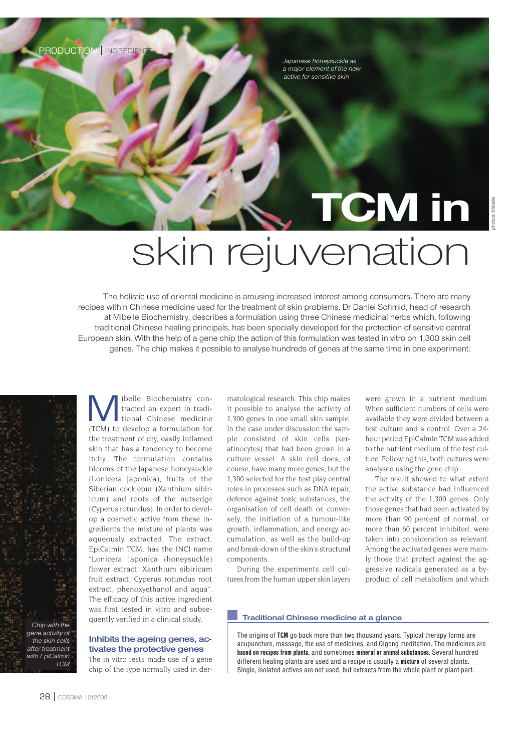*Japanese honeysuckle as a major element of the new active for sensitive skin*

# TCM in skin rejuvenation

The holistic use of oriental medicine is arousing increased interest among consumers. There are many recipes within Chinese medicine used for the treatment of skin problems. Dr Daniel Schmid, head of research at Mibelle Biochemistry, describes a formulation using three Chinese medicinal herbs which, following traditional Chinese healing principals, has been specially developed for the protection of sensitive central European skin. With the help of a gene chip the action of this formulation was tested in vitro on 1,300 skin cell genes. The chip makes it possible to analyse hundreds of genes at the same time in one experiment.

*Chip with the gene activity of the skin cells after treatment with EpiCalmin TCM*

Mibelle Biochemistry contracted an expert in traditional Chinese medicine (TCM) to develop a formulation for the treatment of dry, easily inflamed skin that has a tendency to become itchy. The formulation contains blooms of the Japanese honeysuckle (Lonicera japonica), fruits of the Siberian cocklebur (Xanthium sibiricum) and roots of the nutsedge (Cyperus rotundus). In order to develop a cosmetic active from these ingredients the mixture of plants was aqueously extracted. The extract, EpiCalmin TCM, has the INCI name "Lonicera japonica (honeysuckle) flower extract, Xanthium sibiricum fruit extract, Cyperus rotundus root extract, phenoxyethanol and aqua". The efficacy of this active ingredient was first tested in vitro and subsequently verified in a clinical study.

## Inhibits the ageing genes, activates the protective genes

The in vitro tests made use of a gene chip of the type normally used in dermatological research. This chip makes it possible to analyse the activity of 1,300 genes in one small skin sample. In the case under discussion the sample consisted of skin cells (keratinocytes) that had been grown in a culture vessel. A skin cell does, of course, have many more genes, but the 1,300 selected for the test play central roles in processes such as DNA repair, defence against toxic substances, the organisation of cell death or, conversely, the initiation of a tumour-like growth, inflammation, and energy accumulation, as well as the build-up and break-down of the skin's structural components.

During the experiments cell cultures from the human upper skin layers were grown in a nutrient medium. When sufficient numbers of cells were available they were divided between a test culture and a control. Over a 24-hour period EpiCalmin TCM was added to the nutrient medium of the test culture. Following this, both cultures were analysed using the gene chip.

The result showed to what extent the active substance had influenced the activity of the 1,300 genes. Only those genes that had been activated by more than 90 percent of normal, or more than 60 percent inhibited, were taken into consideration as relevant. Among the activated genes were mainly those that protect against the aggressive radicals generated as a by-product of cell metabolism and which

### Traditional Chinese medicine at a glance

The origins of **TCM** go back more than two thousand years. Typical therapy forms are acupuncture, massage, the use of medicines, and Qigong meditation. The medicines are **based on recipes from plants,** and sometimes **mineral or animal substances.** Several hundred different healing plants are used and a recipe is usually a **mixture** of several plants. Single, isolated actives are not used, but extracts from the whole plant or plant part.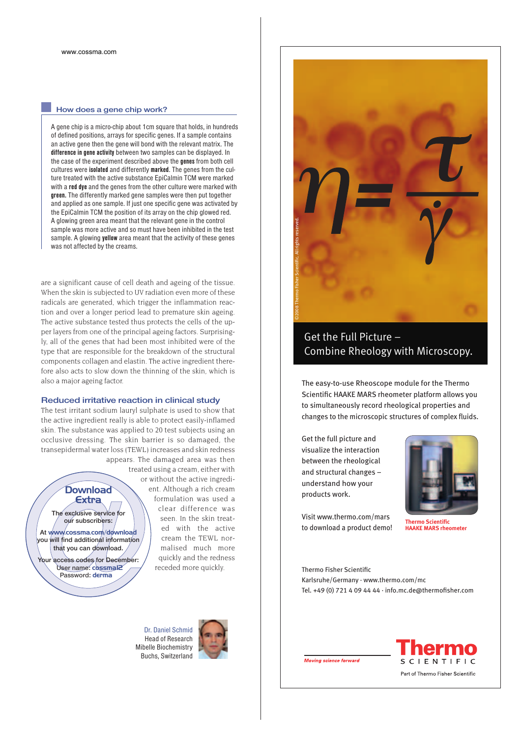### How does a gene chip work?

A gene chip is a micro-chip about 1cm square that holds, in hundreds of defined positions, arrays for specific genes. If a sample contains an active gene then the gene will bond with the relevant matrix. The **difference in gene activity** between two samples can be displayed. In the case of the experiment described above the **genes** from both cell cultures were **isolated** and differently **marked**. The genes from the culture treated with the active substance EpiCalmin TCM were marked with a **red dye** and the genes from the other culture were marked with **green.** The differently marked gene samples were then put together and applied as one sample. If just one specific gene was activated by the EpiCalmin TCM the position of its array on the chip glowed red. A glowing green area meant that the relevant gene in the control sample was more active and so must have been inhibited in the test sample. A glowing **yellow** area meant that the activity of these genes was not affected by the creams.

are a significant cause of cell death and ageing of the tissue. When the skin is subjected to UV radiation even more of these radicals are generated, which trigger the inflammation reaction and over a longer period lead to premature skin ageing. The active substance tested thus protects the cells of the upper layers from one of the principal ageing factors. Surprisingly, all of the genes that had been most inhibited were of the type that are responsible for the breakdown of the structural components collagen and elastin. The active ingredient therefore also acts to slow down the thinning of the skin, which is also a major ageing factor.

### Reduced irritative reaction in clinical study

The test irritant sodium lauryl sulphate is used to show that the active ingredient really is able to protect easily-inflamed skin. The substance was applied to 20 test subjects using an occlusive dressing. The skin barrier is so damaged, the transepidermal water loss (TEWL) increases and skin redness appears. The damaged area was then treated using a cream, either with or without the active ingredient. Although a rich cream formulation was used a clear difference was seen. In the skin treated with the active cream the TEWL normalised much more quickly and the redness receded more quickly.

**Download Extra**

The exclusive service for our subscribers:

At www.cossma.com/download you will find additional information that you can download.

Your access codes for December:
User name: cossma12
Password: derma

Dr. Daniel Schmid
Head of Research
Mibelle Biochemistry
Buchs, Switzerland

---

$$\eta = \frac{\tau}{\dot{\gamma}}$$

©2008 Thermo Fisher Scientific. All rights reserved.

**Get the Full Picture – Combine Rheology with Microscopy.**

The easy-to-use Rheoscope module for the Thermo Scientific HAAKE MARS rheometer platform allows you to simultaneously record rheological properties and changes to the microscopic structures of complex fluids.

Get the full picture and visualize the interaction between the rheological and structural changes – understand how your products work.

Visit www.thermo.com/mars to download a product demo!

Thermo Scientific HAAKE MARS rheometer

Thermo Fisher Scientific
Karlsruhe/Germany · www.thermo.com/mc
Tel. +49 (0) 721 4 09 44 44 · info.mc.de@thermofisher.com

*Moving science forward*

Thermo SCIENTIFIC
Part of Thermo Fisher Scientific